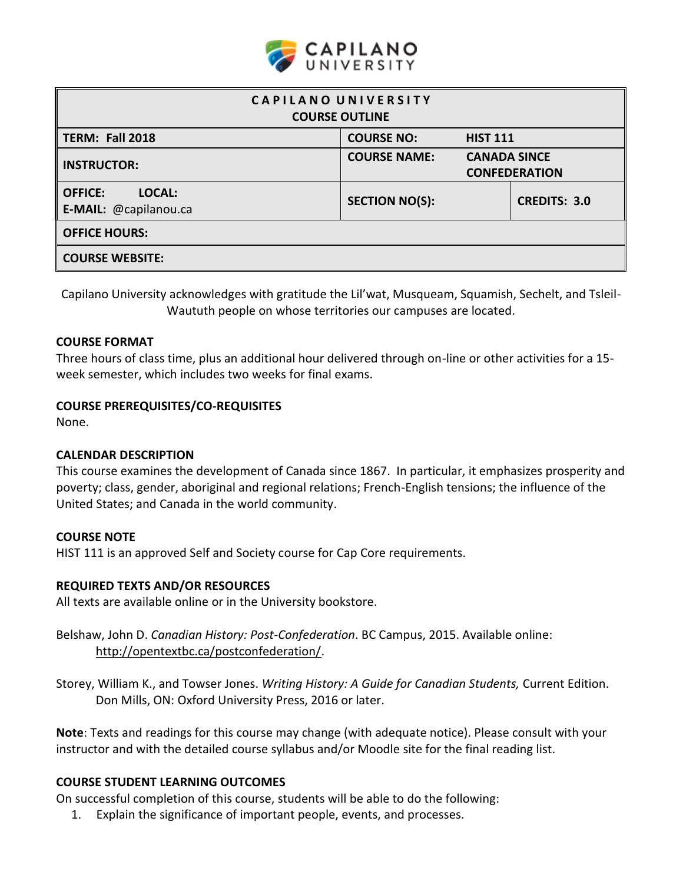| CAPILANO UNIVERSITY COURSE OUTLINE | | |
| --- | --- | --- |
| **TERM: Fall 2018** | **COURSE NO: HIST 111** | |
| **INSTRUCTOR:** | **COURSE NAME: CANADA SINCE CONFEDERATION** | |
| **OFFICE: LOCAL:** **E-MAIL:** @capilanou.ca | **SECTION NO(S):** | **CREDITS: 3.0** |
| **OFFICE HOURS:** | | |
| **COURSE WEBSITE:** | | |

Capilano University acknowledges with gratitude the Lil'wat, Musqueam, Squamish, Sechelt, and Tsleil-Waututh people on whose territories our campuses are located.

### COURSE FORMAT

Three hours of class time, plus an additional hour delivered through on-line or other activities for a 15-week semester, which includes two weeks for final exams.

### COURSE PREREQUISITES/CO-REQUISITES

None.

### CALENDAR DESCRIPTION

This course examines the development of Canada since 1867. In particular, it emphasizes prosperity and poverty; class, gender, aboriginal and regional relations; French-English tensions; the influence of the United States; and Canada in the world community.

### COURSE NOTE

HIST 111 is an approved Self and Society course for Cap Core requirements.

### REQUIRED TEXTS AND/OR RESOURCES

All texts are available online or in the University bookstore.

Belshaw, John D. *Canadian History: Post-Confederation*. BC Campus, 2015. Available online: http://opentextbc.ca/postconfederation/.

Storey, William K., and Towser Jones. *Writing History: A Guide for Canadian Students,* Current Edition. Don Mills, ON: Oxford University Press, 2016 or later.

**Note**: Texts and readings for this course may change (with adequate notice). Please consult with your instructor and with the detailed course syllabus and/or Moodle site for the final reading list.

### COURSE STUDENT LEARNING OUTCOMES

On successful completion of this course, students will be able to do the following:

1. Explain the significance of important people, events, and processes.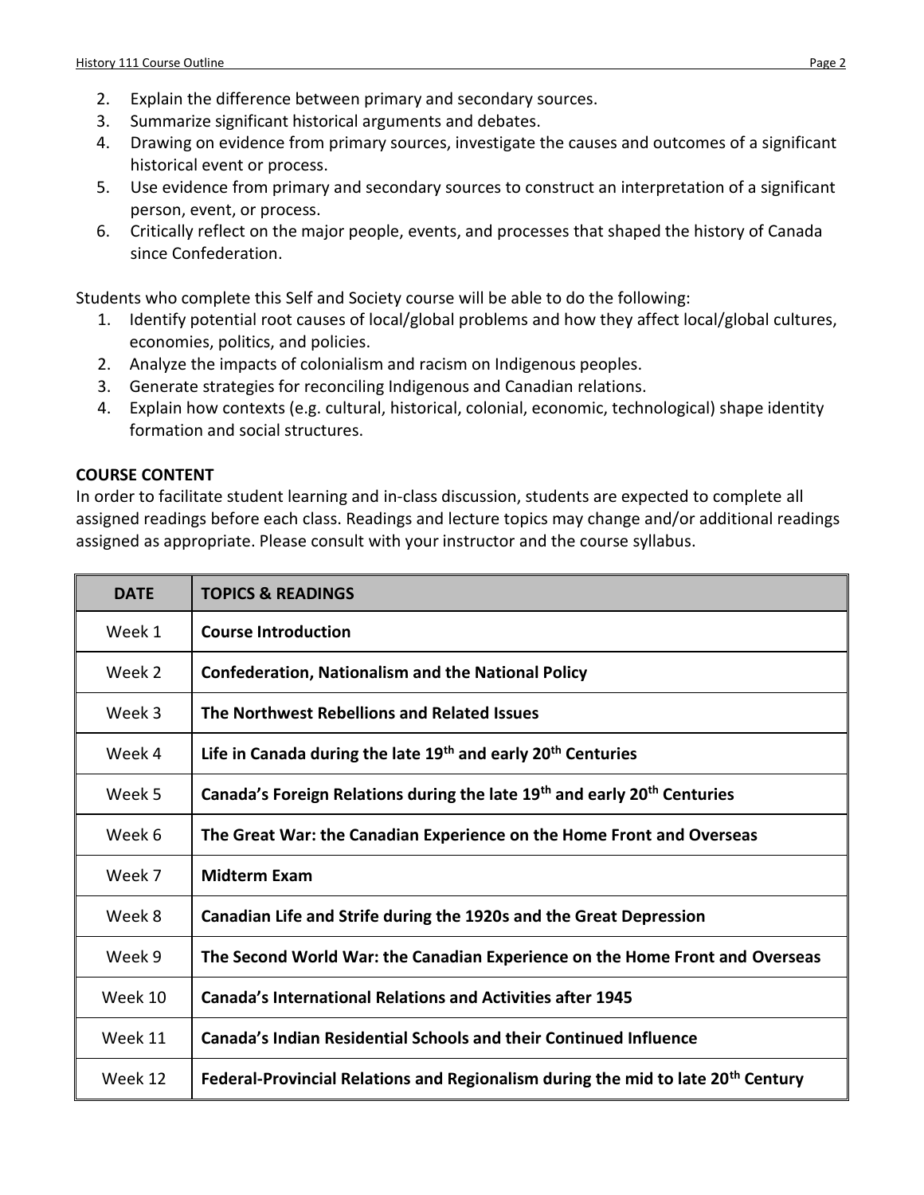2. Explain the difference between primary and secondary sources.
3. Summarize significant historical arguments and debates.
4. Drawing on evidence from primary sources, investigate the causes and outcomes of a significant historical event or process.
5. Use evidence from primary and secondary sources to construct an interpretation of a significant person, event, or process.
6. Critically reflect on the major people, events, and processes that shaped the history of Canada since Confederation.

Students who complete this Self and Society course will be able to do the following:

1. Identify potential root causes of local/global problems and how they affect local/global cultures, economies, politics, and policies.
2. Analyze the impacts of colonialism and racism on Indigenous peoples.
3. Generate strategies for reconciling Indigenous and Canadian relations.
4. Explain how contexts (e.g. cultural, historical, colonial, economic, technological) shape identity formation and social structures.

**COURSE CONTENT**

In order to facilitate student learning and in-class discussion, students are expected to complete all assigned readings before each class. Readings and lecture topics may change and/or additional readings assigned as appropriate. Please consult with your instructor and the course syllabus.

| DATE | TOPICS & READINGS |
|---|---|
| Week 1 | **Course Introduction** |
| Week 2 | **Confederation, Nationalism and the National Policy** |
| Week 3 | **The Northwest Rebellions and Related Issues** |
| Week 4 | **Life in Canada during the late 19th and early 20th Centuries** |
| Week 5 | **Canada's Foreign Relations during the late 19th and early 20th Centuries** |
| Week 6 | **The Great War: the Canadian Experience on the Home Front and Overseas** |
| Week 7 | **Midterm Exam** |
| Week 8 | **Canadian Life and Strife during the 1920s and the Great Depression** |
| Week 9 | **The Second World War: the Canadian Experience on the Home Front and Overseas** |
| Week 10 | **Canada's International Relations and Activities after 1945** |
| Week 11 | **Canada's Indian Residential Schools and their Continued Influence** |
| Week 12 | **Federal-Provincial Relations and Regionalism during the mid to late 20th Century** |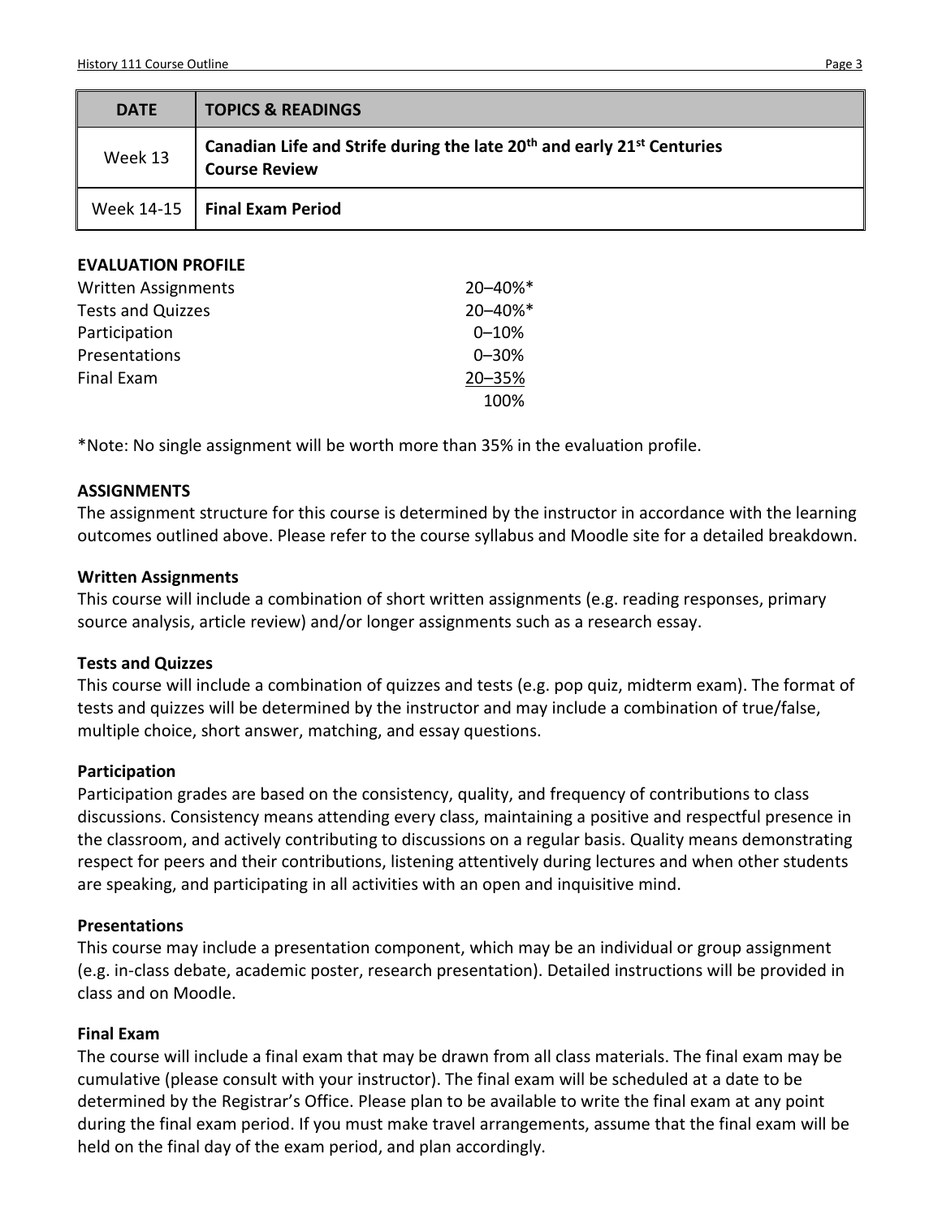| DATE | TOPICS & READINGS |
| --- | --- |
| Week 13 | **Canadian Life and Strife during the late 20th and early 21st Centuries**<br>**Course Review** |
| Week 14-15 | **Final Exam Period** |

**EVALUATION PROFILE**

| | |
| --- | --- |
| Written Assignments | 20–40%* |
| Tests and Quizzes | 20–40%* |
| Participation | 0–10% |
| Presentations | 0–30% |
| Final Exam | 20–35% |
| | 100% |

*Note: No single assignment will be worth more than 35% in the evaluation profile.

**ASSIGNMENTS**

The assignment structure for this course is determined by the instructor in accordance with the learning outcomes outlined above. Please refer to the course syllabus and Moodle site for a detailed breakdown.

**Written Assignments**

This course will include a combination of short written assignments (e.g. reading responses, primary source analysis, article review) and/or longer assignments such as a research essay.

**Tests and Quizzes**

This course will include a combination of quizzes and tests (e.g. pop quiz, midterm exam). The format of tests and quizzes will be determined by the instructor and may include a combination of true/false, multiple choice, short answer, matching, and essay questions.

**Participation**

Participation grades are based on the consistency, quality, and frequency of contributions to class discussions. Consistency means attending every class, maintaining a positive and respectful presence in the classroom, and actively contributing to discussions on a regular basis. Quality means demonstrating respect for peers and their contributions, listening attentively during lectures and when other students are speaking, and participating in all activities with an open and inquisitive mind.

**Presentations**

This course may include a presentation component, which may be an individual or group assignment (e.g. in-class debate, academic poster, research presentation). Detailed instructions will be provided in class and on Moodle.

**Final Exam**

The course will include a final exam that may be drawn from all class materials. The final exam may be cumulative (please consult with your instructor). The final exam will be scheduled at a date to be determined by the Registrar's Office. Please plan to be available to write the final exam at any point during the final exam period. If you must make travel arrangements, assume that the final exam will be held on the final day of the exam period, and plan accordingly.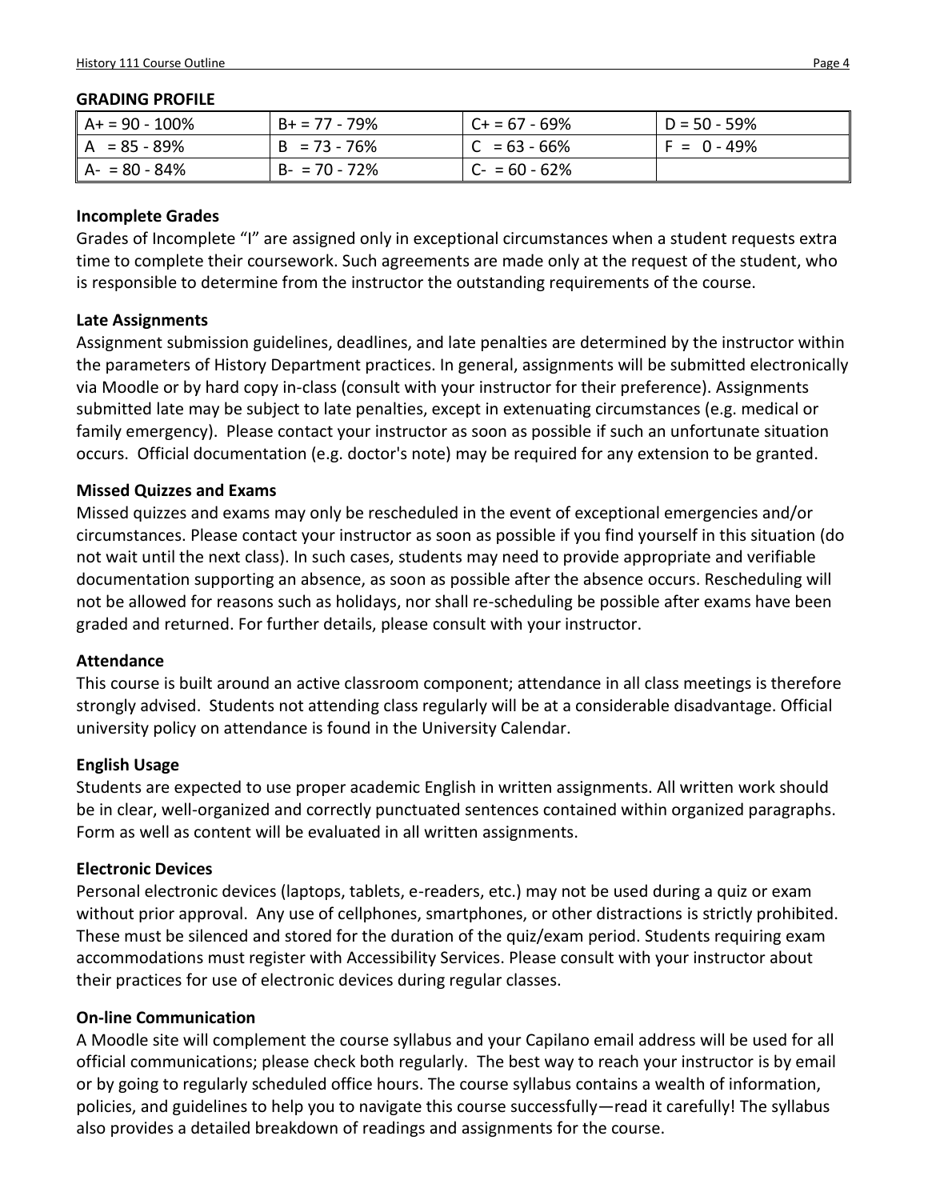### GRADING PROFILE

| A+ = 90 - 100% | B+ = 77 - 79% | C+ = 67 - 69% | D = 50 - 59% |
|---|---|---|---|
| A = 85 - 89% | B = 73 - 76% | C = 63 - 66% | F = 0 - 49% |
| A- = 80 - 84% | B- = 70 - 72% | C- = 60 - 62% | |

### Incomplete Grades

Grades of Incomplete "I" are assigned only in exceptional circumstances when a student requests extra time to complete their coursework. Such agreements are made only at the request of the student, who is responsible to determine from the instructor the outstanding requirements of the course.

### Late Assignments

Assignment submission guidelines, deadlines, and late penalties are determined by the instructor within the parameters of History Department practices. In general, assignments will be submitted electronically via Moodle or by hard copy in-class (consult with your instructor for their preference). Assignments submitted late may be subject to late penalties, except in extenuating circumstances (e.g. medical or family emergency). Please contact your instructor as soon as possible if such an unfortunate situation occurs. Official documentation (e.g. doctor's note) may be required for any extension to be granted.

### Missed Quizzes and Exams

Missed quizzes and exams may only be rescheduled in the event of exceptional emergencies and/or circumstances. Please contact your instructor as soon as possible if you find yourself in this situation (do not wait until the next class). In such cases, students may need to provide appropriate and verifiable documentation supporting an absence, as soon as possible after the absence occurs. Rescheduling will not be allowed for reasons such as holidays, nor shall re-scheduling be possible after exams have been graded and returned. For further details, please consult with your instructor.

### Attendance

This course is built around an active classroom component; attendance in all class meetings is therefore strongly advised. Students not attending class regularly will be at a considerable disadvantage. Official university policy on attendance is found in the University Calendar.

### English Usage

Students are expected to use proper academic English in written assignments. All written work should be in clear, well-organized and correctly punctuated sentences contained within organized paragraphs. Form as well as content will be evaluated in all written assignments.

### Electronic Devices

Personal electronic devices (laptops, tablets, e-readers, etc.) may not be used during a quiz or exam without prior approval. Any use of cellphones, smartphones, or other distractions is strictly prohibited. These must be silenced and stored for the duration of the quiz/exam period. Students requiring exam accommodations must register with Accessibility Services. Please consult with your instructor about their practices for use of electronic devices during regular classes.

### On-line Communication

A Moodle site will complement the course syllabus and your Capilano email address will be used for all official communications; please check both regularly. The best way to reach your instructor is by email or by going to regularly scheduled office hours. The course syllabus contains a wealth of information, policies, and guidelines to help you to navigate this course successfully—read it carefully! The syllabus also provides a detailed breakdown of readings and assignments for the course.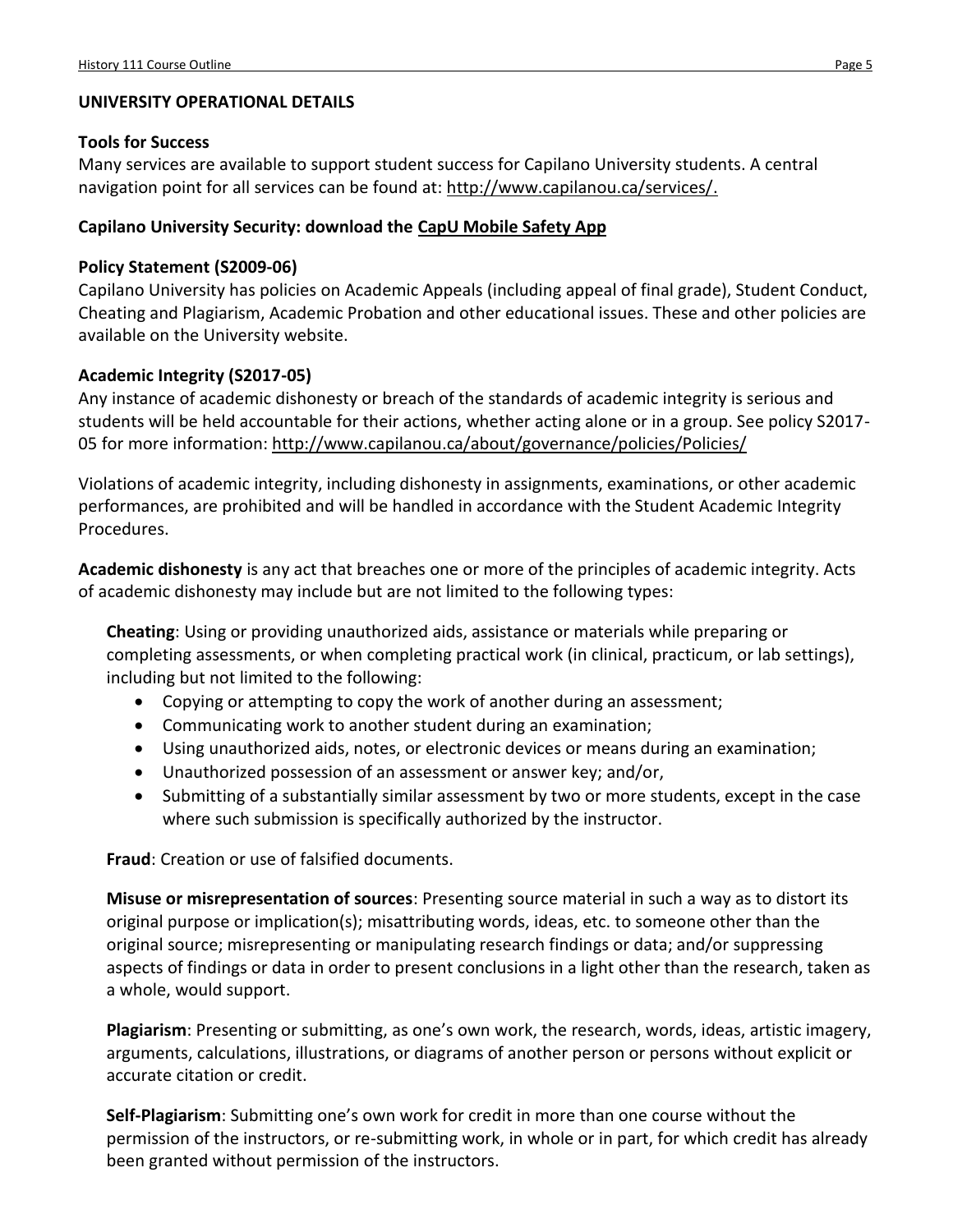## UNIVERSITY OPERATIONAL DETAILS

### Tools for Success

Many services are available to support student success for Capilano University students. A central navigation point for all services can be found at: http://www.capilanou.ca/services/.

### Capilano University Security: download the CapU Mobile Safety App

### Policy Statement (S2009-06)

Capilano University has policies on Academic Appeals (including appeal of final grade), Student Conduct, Cheating and Plagiarism, Academic Probation and other educational issues. These and other policies are available on the University website.

### Academic Integrity (S2017-05)

Any instance of academic dishonesty or breach of the standards of academic integrity is serious and students will be held accountable for their actions, whether acting alone or in a group. See policy S2017-05 for more information: http://www.capilanou.ca/about/governance/policies/Policies/

Violations of academic integrity, including dishonesty in assignments, examinations, or other academic performances, are prohibited and will be handled in accordance with the Student Academic Integrity Procedures.

**Academic dishonesty** is any act that breaches one or more of the principles of academic integrity. Acts of academic dishonesty may include but are not limited to the following types:

**Cheating**: Using or providing unauthorized aids, assistance or materials while preparing or completing assessments, or when completing practical work (in clinical, practicum, or lab settings), including but not limited to the following:

- Copying or attempting to copy the work of another during an assessment;
- Communicating work to another student during an examination;
- Using unauthorized aids, notes, or electronic devices or means during an examination;
- Unauthorized possession of an assessment or answer key; and/or,
- Submitting of a substantially similar assessment by two or more students, except in the case where such submission is specifically authorized by the instructor.

**Fraud**: Creation or use of falsified documents.

**Misuse or misrepresentation of sources**: Presenting source material in such a way as to distort its original purpose or implication(s); misattributing words, ideas, etc. to someone other than the original source; misrepresenting or manipulating research findings or data; and/or suppressing aspects of findings or data in order to present conclusions in a light other than the research, taken as a whole, would support.

**Plagiarism**: Presenting or submitting, as one's own work, the research, words, ideas, artistic imagery, arguments, calculations, illustrations, or diagrams of another person or persons without explicit or accurate citation or credit.

**Self-Plagiarism**: Submitting one's own work for credit in more than one course without the permission of the instructors, or re-submitting work, in whole or in part, for which credit has already been granted without permission of the instructors.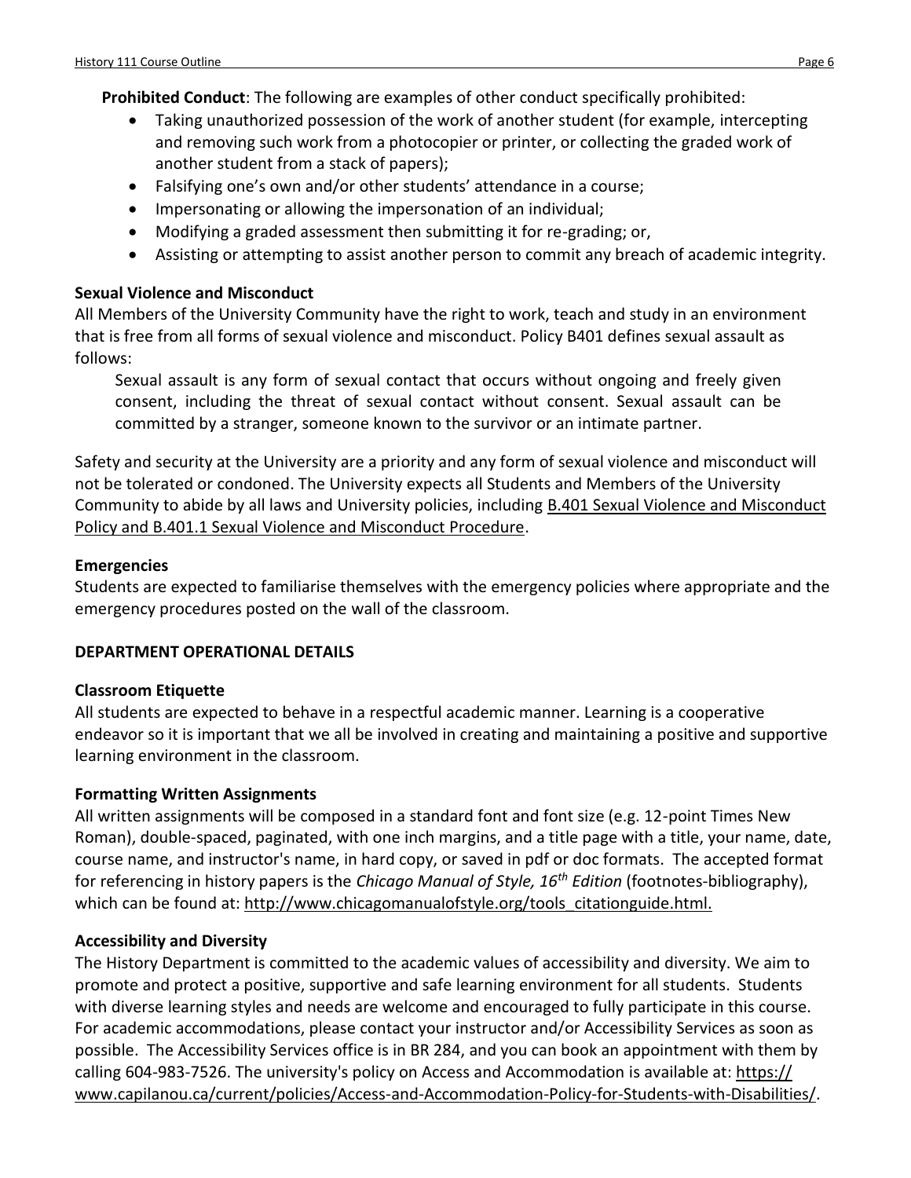**Prohibited Conduct**: The following are examples of other conduct specifically prohibited:

- Taking unauthorized possession of the work of another student (for example, intercepting and removing such work from a photocopier or printer, or collecting the graded work of another student from a stack of papers);
- Falsifying one's own and/or other students' attendance in a course;
- Impersonating or allowing the impersonation of an individual;
- Modifying a graded assessment then submitting it for re-grading; or,
- Assisting or attempting to assist another person to commit any breach of academic integrity.

**Sexual Violence and Misconduct**

All Members of the University Community have the right to work, teach and study in an environment that is free from all forms of sexual violence and misconduct. Policy B401 defines sexual assault as follows:

> Sexual assault is any form of sexual contact that occurs without ongoing and freely given consent, including the threat of sexual contact without consent. Sexual assault can be committed by a stranger, someone known to the survivor or an intimate partner.

Safety and security at the University are a priority and any form of sexual violence and misconduct will not be tolerated or condoned. The University expects all Students and Members of the University Community to abide by all laws and University policies, including B.401 Sexual Violence and Misconduct Policy and B.401.1 Sexual Violence and Misconduct Procedure.

**Emergencies**

Students are expected to familiarise themselves with the emergency policies where appropriate and the emergency procedures posted on the wall of the classroom.

**DEPARTMENT OPERATIONAL DETAILS**

**Classroom Etiquette**

All students are expected to behave in a respectful academic manner. Learning is a cooperative endeavor so it is important that we all be involved in creating and maintaining a positive and supportive learning environment in the classroom.

**Formatting Written Assignments**

All written assignments will be composed in a standard font and font size (e.g. 12-point Times New Roman), double-spaced, paginated, with one inch margins, and a title page with a title, your name, date, course name, and instructor's name, in hard copy, or saved in pdf or doc formats. The accepted format for referencing in history papers is the *Chicago Manual of Style, 16th Edition* (footnotes-bibliography), which can be found at: http://www.chicagomanualofstyle.org/tools_citationguide.html.

**Accessibility and Diversity**

The History Department is committed to the academic values of accessibility and diversity. We aim to promote and protect a positive, supportive and safe learning environment for all students. Students with diverse learning styles and needs are welcome and encouraged to fully participate in this course. For academic accommodations, please contact your instructor and/or Accessibility Services as soon as possible. The Accessibility Services office is in BR 284, and you can book an appointment with them by calling 604-983-7526. The university's policy on Access and Accommodation is available at: https://www.capilanou.ca/current/policies/Access-and-Accommodation-Policy-for-Students-with-Disabilities/.